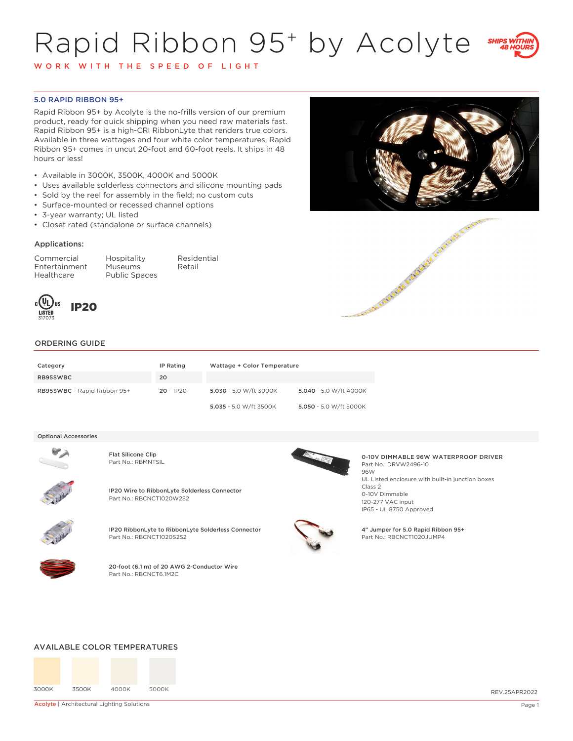# Rapid Ribbon 95+ by Acolyte

WORK WITH THE SPEED OF LIGHT

SHIPS WITHIN 48 HOURS

## 5.0 RAPID RIBBON 95+

Rapid Ribbon 95+ by Acolyte is the no-frills version of our premium product, ready for quick shipping when you need raw materials fast. Rapid Ribbon 95+ is a high-CRI RibbonLyte that renders true colors. Available in three wattages and four white color temperatures, Rapid Ribbon 95+ comes in uncut 20-foot and 60-foot reels. It ships in 48 hours or less!

- Available in 3000K, 3500K, 4000K and 5000K
- Uses available solderless connectors and silicone mounting pads
- Sold by the reel for assembly in the field; no custom cuts
- Surface-mounted or recessed channel options
- 3-year warranty; UL listed
- Closet rated (standalone or surface channels)

### Applications:

| | | |
|---|---|---|
| Commercial | Hospitality | Residential |
| Entertainment | Museums | Retail |
| Healthcare | Public Spaces | |

c UL us LISTED 317073

**IP20**

## ORDERING GUIDE

| Category | IP Rating | Wattage + Color Temperature | |
|---|---|---|---|
| RB95SWBC | 20 | | |
| **RB95SWBC** - Rapid Ribbon 95+ | **20** - IP20 | **5.030** - 5.0 W/ft 3000K | **5.040** - 5.0 W/ft 4000K |
| | | **5.035** - 5.0 W/ft 3500K | **5.050** - 5.0 W/ft 5000K |

### Optional Accessories

**Flat Silicone Clip**
Part No.: RBMNTSIL

**IP20 Wire to RibbonLyte Solderless Connector**
Part No.: RBCNCT1020W2S2

**IP20 RibbonLyte to RibbonLyte Solderless Connector**
Part No.: RBCNCT1020S2S2

**20-foot (6.1 m) of 20 AWG 2-Conductor Wire**
Part No.: RBCNCT6.1M2C

**0-10V DIMMABLE 96W WATERPROOF DRIVER**
Part No.: DRVW2496-10
96W
UL Listed enclosure with built-in junction boxes
Class 2
0-10V Dimmable
120-277 VAC input
IP65 - UL 8750 Approved

**4" Jumper for 5.0 Rapid Ribbon 95+**
Part No.: RBCNCT1020JUMP4

## AVAILABLE COLOR TEMPERATURES

3000K 3500K 4000K 5000K

REV.25APR2022

Acolyte | Architectural Lighting Solutions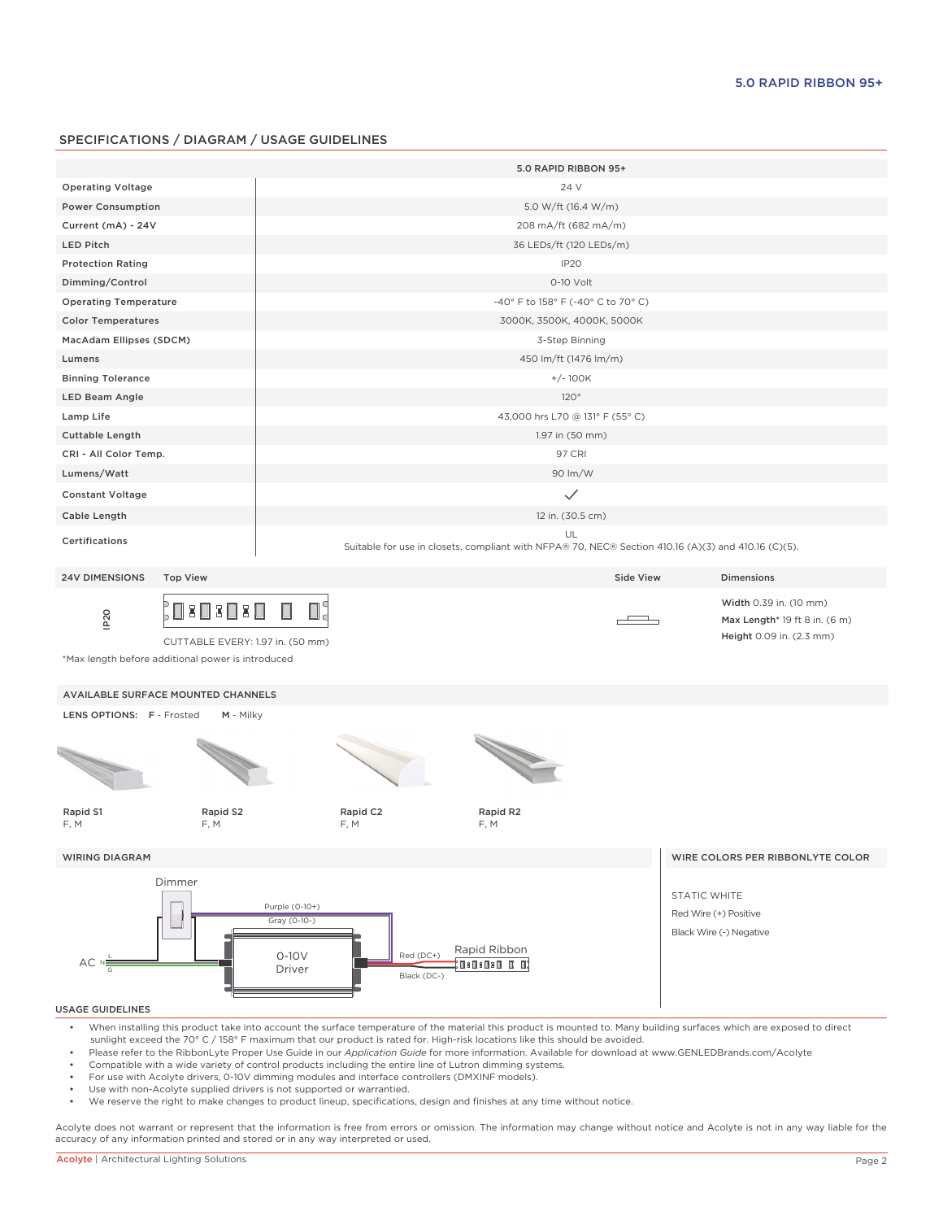## SPECIFICATIONS / DIAGRAM / USAGE GUIDELINES

| | 5.0 RAPID RIBBON 95+ |
|---|---|
| Operating Voltage | 24 V |
| Power Consumption | 5.0 W/ft (16.4 W/m) |
| Current (mA) - 24V | 208 mA/ft (682 mA/m) |
| LED Pitch | 36 LEDs/ft (120 LEDs/m) |
| Protection Rating | IP20 |
| Dimming/Control | 0-10 Volt |
| Operating Temperature | -40° F to 158° F (-40° C to 70° C) |
| Color Temperatures | 3000K, 3500K, 4000K, 5000K |
| MacAdam Ellipses (SDCM) | 3-Step Binning |
| Lumens | 450 lm/ft (1476 lm/m) |
| Binning Tolerance | +/- 100K |
| LED Beam Angle | 120° |
| Lamp Life | 43,000 hrs L70 @ 131° F (55° C) |
| Cuttable Length | 1.97 in (50 mm) |
| CRI - All Color Temp. | 97 CRI |
| Lumens/Watt | 90 lm/W |
| Constant Voltage | ✓ |
| Cable Length | 12 in. (30.5 cm) |
| Certifications | UL<br>Suitable for use in closets, compliant with NFPA® 70, NEC® Section 410.16 (A)(3) and 410.16 (C)(5). |

### 24V DIMENSIONS

Top View

IP20

CUTTABLE EVERY: 1.97 in. (50 mm)

Side View

Dimensions

**Width** 0.39 in. (10 mm)
**Max Length*** 19 ft 8 in. (6 m)
**Height** 0.09 in. (2.3 mm)

*Max length before additional power is introduced

### AVAILABLE SURFACE MOUNTED CHANNELS

**LENS OPTIONS:** **F** - Frosted **M** - Milky

**Rapid S1**
F, M

**Rapid S2**
F, M

**Rapid C2**
F, M

**Rapid R2**
F, M

### WIRING DIAGRAM

Dimmer

Purple (0-10+)

Gray (0-10-)

AC L N G

0-10V Driver

Red (DC+)

Black (DC-)

Rapid Ribbon

### WIRE COLORS PER RIBBONLYTE COLOR

STATIC WHITE

Red Wire (+) Positive

Black Wire (-) Negative

### USAGE GUIDELINES

- When installing this product take into account the surface temperature of the material this product is mounted to. Many building surfaces which are exposed to direct sunlight exceed the 70° C / 158° F maximum that our product is rated for. High-risk locations like this should be avoided.
- Please refer to the RibbonLyte Proper Use Guide in our *Application Guide* for more information. Available for download at www.GENLEDBrands.com/Acolyte
- Compatible with a wide variety of control products including the entire line of Lutron dimming systems.
- For use with Acolyte drivers, 0-10V dimming modules and interface controllers (DMXINF models).
- Use with non-Acolyte supplied drivers is not supported or warrantied.
- We reserve the right to make changes to product lineup, specifications, design and finishes at any time without notice.

Acolyte does not warrant or represent that the information is free from errors or omission. The information may change without notice and Acolyte is not in any way liable for the accuracy of any information printed and stored or in any way interpreted or used.